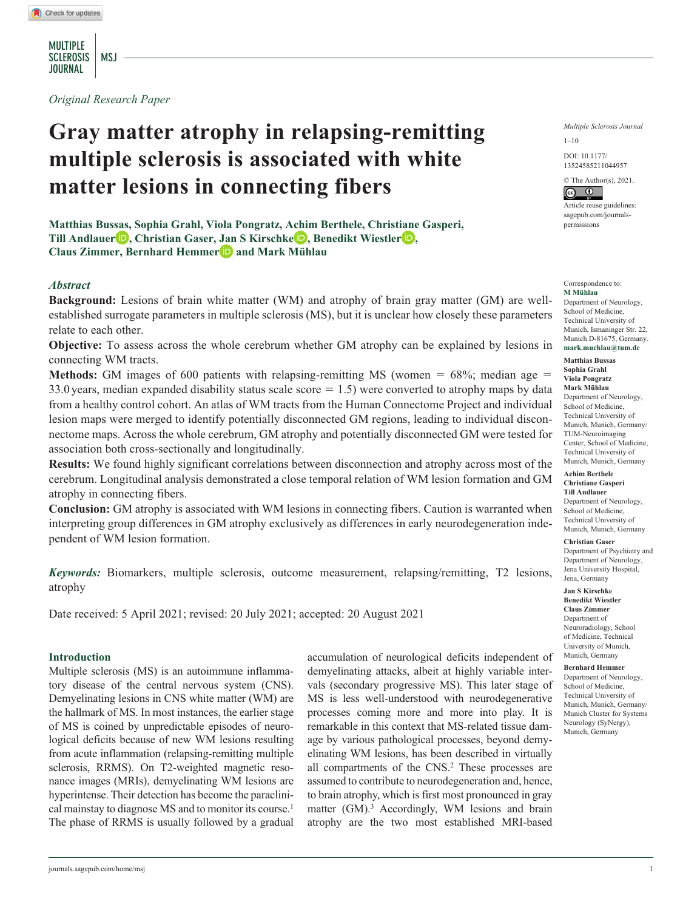Original Research Paper

# Gray matter atrophy in relapsing-remitting multiple sclerosis is associated with white matter lesions in connecting fibers

**Matthias Bussas, Sophia Grahl, Viola Pongratz, Achim Berthele, Christiane Gasperi, Till Andlauer, Christian Gaser, Jan S Kirschke, Benedikt Wiestler, Claus Zimmer, Bernhard Hemmer and Mark Mühlau**

Multiple Sclerosis Journal

1–10

DOI: 10.1177/13524585211044957

© The Author(s), 2021.

Article reuse guidelines: sagepub.com/journals-permissions

Correspondence to:
**M Mühlau**
Department of Neurology, School of Medicine, Technical University of Munich, Ismaninger Str. 22, Munich D-81675, Germany.
**mark.muehlau@tum.de**

**Matthias Bussas**
**Sophia Grahl**
**Viola Pongratz**
**Mark Mühlau**
Department of Neurology, School of Medicine, Technical University of Munich, Munich, Germany/TUM-Neuroimaging Center, School of Medicine, Technical University of Munich, Munich, Germany

**Achim Berthele**
**Christiane Gasperi**
**Till Andlauer**
Department of Neurology, School of Medicine, Technical University of Munich, Munich, Germany

**Christian Gaser**
Department of Psychiatry and Department of Neurology, Jena University Hospital, Jena, Germany

**Jan S Kirschke**
**Benedikt Wiestler**
**Claus Zimmer**
Department of Neuroradiology, School of Medicine, Technical University of Munich, Munich, Germany

**Bernhard Hemmer**
Department of Neurology, School of Medicine, Technical University of Munich, Munich, Germany/Munich Cluster for Systems Neurology (SyNergy), Munich, Germany

## Abstract

**Background:** Lesions of brain white matter (WM) and atrophy of brain gray matter (GM) are well-established surrogate parameters in multiple sclerosis (MS), but it is unclear how closely these parameters relate to each other.

**Objective:** To assess across the whole cerebrum whether GM atrophy can be explained by lesions in connecting WM tracts.

**Methods:** GM images of 600 patients with relapsing-remitting MS (women = 68%; median age = 33.0 years, median expanded disability status scale score = 1.5) were converted to atrophy maps by data from a healthy control cohort. An atlas of WM tracts from the Human Connectome Project and individual lesion maps were merged to identify potentially disconnected GM regions, leading to individual disconnectome maps. Across the whole cerebrum, GM atrophy and potentially disconnected GM were tested for association both cross-sectionally and longitudinally.

**Results:** We found highly significant correlations between disconnection and atrophy across most of the cerebrum. Longitudinal analysis demonstrated a close temporal relation of WM lesion formation and GM atrophy in connecting fibers.

**Conclusion:** GM atrophy is associated with WM lesions in connecting fibers. Caution is warranted when interpreting group differences in GM atrophy exclusively as differences in early neurodegeneration independent of WM lesion formation.

***Keywords:*** Biomarkers, multiple sclerosis, outcome measurement, relapsing/remitting, T2 lesions, atrophy

Date received: 5 April 2021; revised: 20 July 2021; accepted: 20 August 2021

## Introduction

Multiple sclerosis (MS) is an autoimmune inflammatory disease of the central nervous system (CNS). Demyelinating lesions in CNS white matter (WM) are the hallmark of MS. In most instances, the earlier stage of MS is coined by unpredictable episodes of neurological deficits because of new WM lesions resulting from acute inflammation (relapsing-remitting multiple sclerosis, RRMS). On T2-weighted magnetic resonance images (MRIs), demyelinating WM lesions are hyperintense. Their detection has become the paraclinical mainstay to diagnose MS and to monitor its course.[1] The phase of RRMS is usually followed by a gradual accumulation of neurological deficits independent of demyelinating attacks, albeit at highly variable intervals (secondary progressive MS). This later stage of MS is less well-understood with neurodegenerative processes coming more and more into play. It is remarkable in this context that MS-related tissue damage by various pathological processes, beyond demyelinating WM lesions, has been described in virtually all compartments of the CNS.[2] These processes are assumed to contribute to neurodegeneration and, hence, to brain atrophy, which is first most pronounced in gray matter (GM).[3] Accordingly, WM lesions and brain atrophy are the two most established MRI-based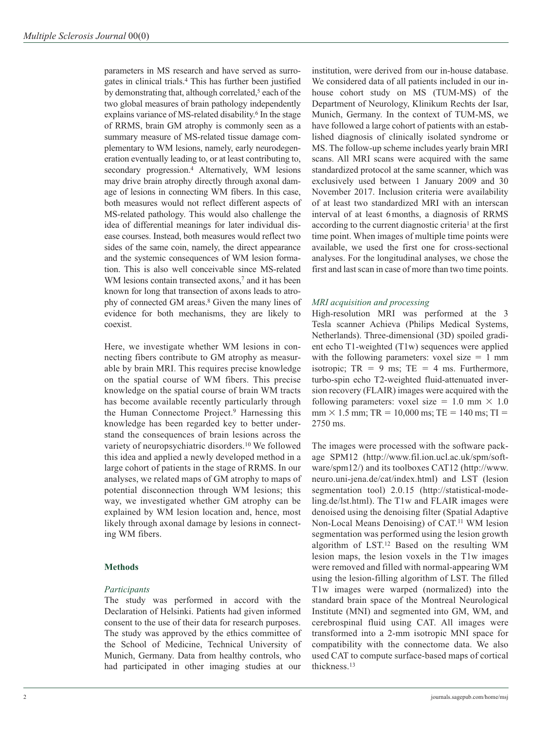parameters in MS research and have served as surrogates in clinical trials.[4] This has further been justified by demonstrating that, although correlated,[5] each of the two global measures of brain pathology independently explains variance of MS-related disability.[6] In the stage of RRMS, brain GM atrophy is commonly seen as a summary measure of MS-related tissue damage complementary to WM lesions, namely, early neurodegeneration eventually leading to, or at least contributing to, secondary progression.[4] Alternatively, WM lesions may drive brain atrophy directly through axonal damage of lesions in connecting WM fibers. In this case, both measures would not reflect different aspects of MS-related pathology. This would also challenge the idea of differential meanings for later individual disease courses. Instead, both measures would reflect two sides of the same coin, namely, the direct appearance and the systemic consequences of WM lesion formation. This is also well conceivable since MS-related WM lesions contain transected axons,[7] and it has been known for long that transection of axons leads to atrophy of connected GM areas.[8] Given the many lines of evidence for both mechanisms, they are likely to coexist.

Here, we investigate whether WM lesions in connecting fibers contribute to GM atrophy as measurable by brain MRI. This requires precise knowledge on the spatial course of WM fibers. This precise knowledge on the spatial course of brain WM tracts has become available recently particularly through the Human Connectome Project.[9] Harnessing this knowledge has been regarded key to better understand the consequences of brain lesions across the variety of neuropsychiatric disorders.[10] We followed this idea and applied a newly developed method in a large cohort of patients in the stage of RRMS. In our analyses, we related maps of GM atrophy to maps of potential disconnection through WM lesions; this way, we investigated whether GM atrophy can be explained by WM lesion location and, hence, most likely through axonal damage by lesions in connecting WM fibers.

## Methods

### *Participants*

The study was performed in accord with the Declaration of Helsinki. Patients had given informed consent to the use of their data for research purposes. The study was approved by the ethics committee of the School of Medicine, Technical University of Munich, Germany. Data from healthy controls, who had participated in other imaging studies at our institution, were derived from our in-house database. We considered data of all patients included in our in-house cohort study on MS (TUM-MS) of the Department of Neurology, Klinikum Rechts der Isar, Munich, Germany. In the context of TUM-MS, we have followed a large cohort of patients with an established diagnosis of clinically isolated syndrome or MS. The follow-up scheme includes yearly brain MRI scans. All MRI scans were acquired with the same standardized protocol at the same scanner, which was exclusively used between 1 January 2009 and 30 November 2017. Inclusion criteria were availability of at least two standardized MRI with an interscan interval of at least 6 months, a diagnosis of RRMS according to the current diagnostic criteria[1] at the first time point. When images of multiple time points were available, we used the first one for cross-sectional analyses. For the longitudinal analyses, we chose the first and last scan in case of more than two time points.

### *MRI acquisition and processing*

High-resolution MRI was performed at the 3 Tesla scanner Achieva (Philips Medical Systems, Netherlands). Three-dimensional (3D) spoiled gradient echo T1-weighted (T1w) sequences were applied with the following parameters: voxel size = 1 mm isotropic; TR = 9 ms; TE = 4 ms. Furthermore, turbo-spin echo T2-weighted fluid-attenuated inversion recovery (FLAIR) images were acquired with the following parameters: voxel size = 1.0 mm × 1.0 mm × 1.5 mm; TR = 10,000 ms; TE = 140 ms; TI = 2750 ms.

The images were processed with the software package SPM12 (http://www.fil.ion.ucl.ac.uk/spm/software/spm12/) and its toolboxes CAT12 (http://www.neuro.uni-jena.de/cat/index.html) and LST (lesion segmentation tool) 2.0.15 (http://statistical-modeling.de/lst.html). The T1w and FLAIR images were denoised using the denoising filter (Spatial Adaptive Non-Local Means Denoising) of CAT.[11] WM lesion segmentation was performed using the lesion growth algorithm of LST.[12] Based on the resulting WM lesion maps, the lesion voxels in the T1w images were removed and filled with normal-appearing WM using the lesion-filling algorithm of LST. The filled T1w images were warped (normalized) into the standard brain space of the Montreal Neurological Institute (MNI) and segmented into GM, WM, and cerebrospinal fluid using CAT. All images were transformed into a 2-mm isotropic MNI space for compatibility with the connectome data. We also used CAT to compute surface-based maps of cortical thickness.[13]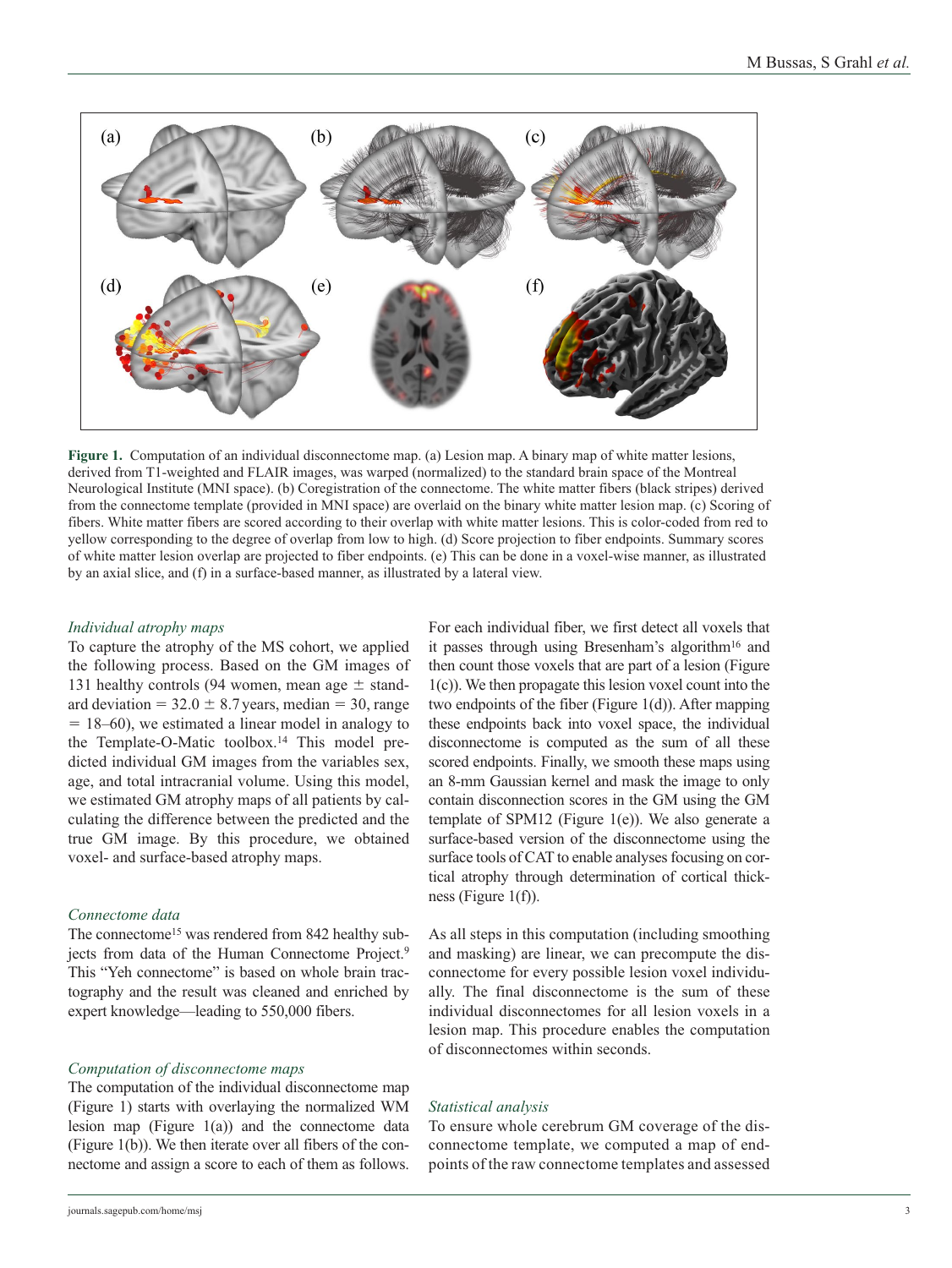**Figure 1.** Computation of an individual disconnectome map. (a) Lesion map. A binary map of white matter lesions, derived from T1-weighted and FLAIR images, was warped (normalized) to the standard brain space of the Montreal Neurological Institute (MNI space). (b) Coregistration of the connectome. The white matter fibers (black stripes) derived from the connectome template (provided in MNI space) are overlaid on the binary white matter lesion map. (c) Scoring of fibers. White matter fibers are scored according to their overlap with white matter lesions. This is color-coded from red to yellow corresponding to the degree of overlap from low to high. (d) Score projection to fiber endpoints. Summary scores of white matter lesion overlap are projected to fiber endpoints. (e) This can be done in a voxel-wise manner, as illustrated by an axial slice, and (f) in a surface-based manner, as illustrated by a lateral view.

### *Individual atrophy maps*

To capture the atrophy of the MS cohort, we applied the following process. Based on the GM images of 131 healthy controls (94 women, mean age ± standard deviation = 32.0 ± 8.7 years, median = 30, range = 18–60), we estimated a linear model in analogy to the Template-O-Matic toolbox.[14] This model predicted individual GM images from the variables sex, age, and total intracranial volume. Using this model, we estimated GM atrophy maps of all patients by calculating the difference between the predicted and the true GM image. By this procedure, we obtained voxel- and surface-based atrophy maps.

### *Connectome data*

The connectome[15] was rendered from 842 healthy subjects from data of the Human Connectome Project.[9] This "Yeh connectome" is based on whole brain tractography and the result was cleaned and enriched by expert knowledge—leading to 550,000 fibers.

### *Computation of disconnectome maps*

The computation of the individual disconnectome map (Figure 1) starts with overlaying the normalized WM lesion map (Figure 1(a)) and the connectome data (Figure 1(b)). We then iterate over all fibers of the connectome and assign a score to each of them as follows. For each individual fiber, we first detect all voxels that it passes through using Bresenham's algorithm[16] and then count those voxels that are part of a lesion (Figure 1(c)). We then propagate this lesion voxel count into the two endpoints of the fiber (Figure 1(d)). After mapping these endpoints back into voxel space, the individual disconnectome is computed as the sum of all these scored endpoints. Finally, we smooth these maps using an 8-mm Gaussian kernel and mask the image to only contain disconnection scores in the GM using the GM template of SPM12 (Figure 1(e)). We also generate a surface-based version of the disconnectome using the surface tools of CAT to enable analyses focusing on cortical atrophy through determination of cortical thickness (Figure 1(f)).

As all steps in this computation (including smoothing and masking) are linear, we can precompute the disconnectome for every possible lesion voxel individually. The final disconnectome is the sum of these individual disconnectomes for all lesion voxels in a lesion map. This procedure enables the computation of disconnectomes within seconds.

### *Statistical analysis*

To ensure whole cerebrum GM coverage of the disconnectome template, we computed a map of endpoints of the raw connectome templates and assessed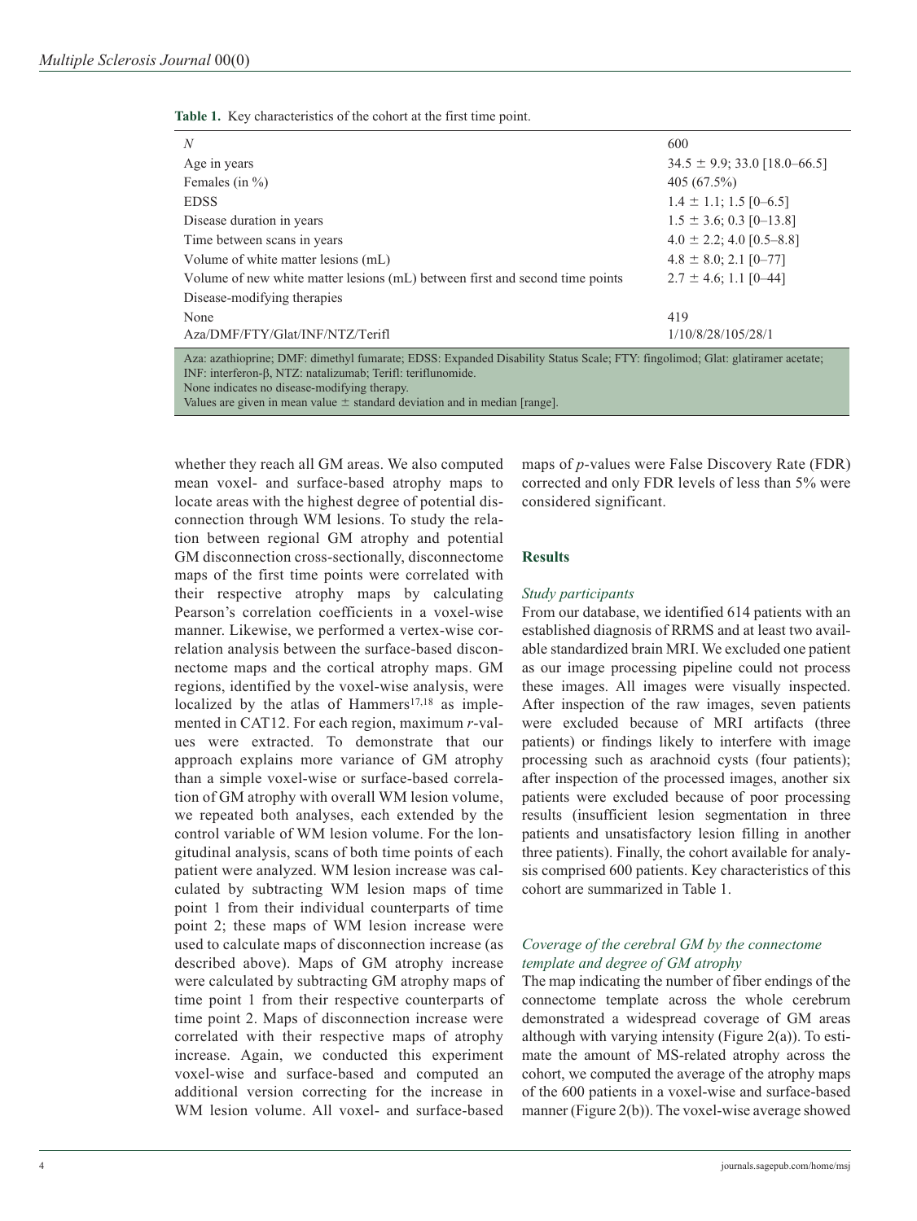**Table 1.** Key characteristics of the cohort at the first time point.

| | |
|---|---|
| *N* | 600 |
| Age in years | 34.5 ± 9.9; 33.0 [18.0–66.5] |
| Females (in %) | 405 (67.5%) |
| EDSS | 1.4 ± 1.1; 1.5 [0–6.5] |
| Disease duration in years | 1.5 ± 3.6; 0.3 [0–13.8] |
| Time between scans in years | 4.0 ± 2.2; 4.0 [0.5–8.8] |
| Volume of white matter lesions (mL) | 4.8 ± 8.0; 2.1 [0–77] |
| Volume of new white matter lesions (mL) between first and second time points | 2.7 ± 4.6; 1.1 [0–44] |
| Disease-modifying therapies | |
| None | 419 |
| Aza/DMF/FTY/Glat/INF/NTZ/Terifl | 1/10/8/28/105/28/1 |

Aza: azathioprine; DMF: dimethyl fumarate; EDSS: Expanded Disability Status Scale; FTY: fingolimod; Glat: glatiramer acetate; INF: interferon-β, NTZ: natalizumab; Terifl: teriflunomide.
None indicates no disease-modifying therapy.
Values are given in mean value ± standard deviation and in median [range].

whether they reach all GM areas. We also computed mean voxel- and surface-based atrophy maps to locate areas with the highest degree of potential disconnection through WM lesions. To study the relation between regional GM atrophy and potential GM disconnection cross-sectionally, disconnectome maps of the first time points were correlated with their respective atrophy maps by calculating Pearson's correlation coefficients in a voxel-wise manner. Likewise, we performed a vertex-wise correlation analysis between the surface-based disconnectome maps and the cortical atrophy maps. GM regions, identified by the voxel-wise analysis, were localized by the atlas of Hammers[17,18] as implemented in CAT12. For each region, maximum *r*-values were extracted. To demonstrate that our approach explains more variance of GM atrophy than a simple voxel-wise or surface-based correlation of GM atrophy with overall WM lesion volume, we repeated both analyses, each extended by the control variable of WM lesion volume. For the longitudinal analysis, scans of both time points of each patient were analyzed. WM lesion increase was calculated by subtracting WM lesion maps of time point 1 from their individual counterparts of time point 2; these maps of WM lesion increase were used to calculate maps of disconnection increase (as described above). Maps of GM atrophy increase were calculated by subtracting GM atrophy maps of time point 1 from their respective counterparts of time point 2. Maps of disconnection increase were correlated with their respective maps of atrophy increase. Again, we conducted this experiment voxel-wise and surface-based and computed an additional version correcting for the increase in WM lesion volume. All voxel- and surface-based maps of *p*-values were False Discovery Rate (FDR) corrected and only FDR levels of less than 5% were considered significant.

## Results

### *Study participants*

From our database, we identified 614 patients with an established diagnosis of RRMS and at least two available standardized brain MRI. We excluded one patient as our image processing pipeline could not process these images. All images were visually inspected. After inspection of the raw images, seven patients were excluded because of MRI artifacts (three patients) or findings likely to interfere with image processing such as arachnoid cysts (four patients); after inspection of the processed images, another six patients were excluded because of poor processing results (insufficient lesion segmentation in three patients and unsatisfactory lesion filling in another three patients). Finally, the cohort available for analysis comprised 600 patients. Key characteristics of this cohort are summarized in Table 1.

### *Coverage of the cerebral GM by the connectome template and degree of GM atrophy*

The map indicating the number of fiber endings of the connectome template across the whole cerebrum demonstrated a widespread coverage of GM areas although with varying intensity (Figure 2(a)). To estimate the amount of MS-related atrophy across the cohort, we computed the average of the atrophy maps of the 600 patients in a voxel-wise and surface-based manner (Figure 2(b)). The voxel-wise average showed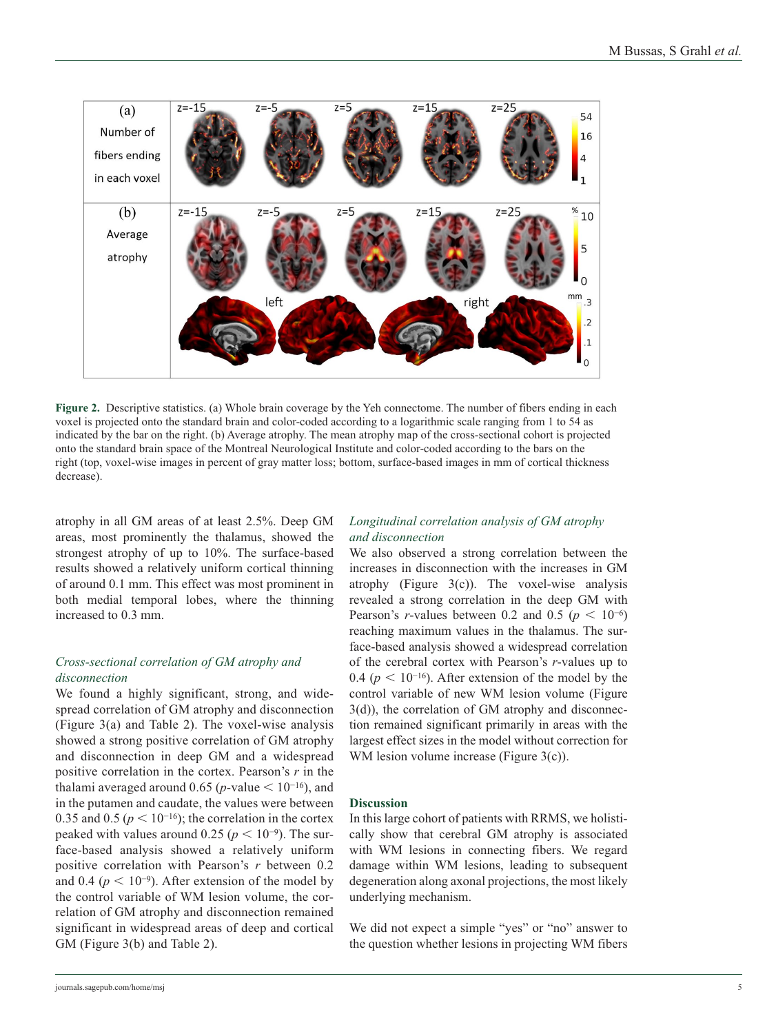(a)
Number of fibers ending in each voxel
z=-15 z=-5 z=5 z=15 z=25
54
16
4
1

(b)
Average atrophy
z=-15 z=-5 z=5 z=15 z=25
%
10
5
0
left right
mm
.3
.2
.1
0

**Figure 2.** Descriptive statistics. (a) Whole brain coverage by the Yeh connectome. The number of fibers ending in each voxel is projected onto the standard brain and color-coded according to a logarithmic scale ranging from 1 to 54 as indicated by the bar on the right. (b) Average atrophy. The mean atrophy map of the cross-sectional cohort is projected onto the standard brain space of the Montreal Neurological Institute and color-coded according to the bars on the right (top, voxel-wise images in percent of gray matter loss; bottom, surface-based images in mm of cortical thickness decrease).

atrophy in all GM areas of at least 2.5%. Deep GM areas, most prominently the thalamus, showed the strongest atrophy of up to 10%. The surface-based results showed a relatively uniform cortical thinning of around 0.1 mm. This effect was most prominent in both medial temporal lobes, where the thinning increased to 0.3 mm.

### *Cross-sectional correlation of GM atrophy and disconnection*

We found a highly significant, strong, and widespread correlation of GM atrophy and disconnection (Figure 3(a) and Table 2). The voxel-wise analysis showed a strong positive correlation of GM atrophy and disconnection in deep GM and a widespread positive correlation in the cortex. Pearson's *r* in the thalami averaged around 0.65 ($p$-value $< 10^{-16}$), and in the putamen and caudate, the values were between 0.35 and 0.5 ($p < 10^{-16}$); the correlation in the cortex peaked with values around 0.25 ($p < 10^{-9}$). The surface-based analysis showed a relatively uniform positive correlation with Pearson's *r* between 0.2 and 0.4 ($p < 10^{-9}$). After extension of the model by the control variable of WM lesion volume, the correlation of GM atrophy and disconnection remained significant in widespread areas of deep and cortical GM (Figure 3(b) and Table 2).

### *Longitudinal correlation analysis of GM atrophy and disconnection*

We also observed a strong correlation between the increases in disconnection with the increases in GM atrophy (Figure 3(c)). The voxel-wise analysis revealed a strong correlation in the deep GM with Pearson's *r*-values between 0.2 and 0.5 ($p < 10^{-6}$) reaching maximum values in the thalamus. The surface-based analysis showed a widespread correlation of the cerebral cortex with Pearson's *r*-values up to 0.4 ($p < 10^{-16}$). After extension of the model by the control variable of new WM lesion volume (Figure 3(d)), the correlation of GM atrophy and disconnection remained significant primarily in areas with the largest effect sizes in the model without correction for WM lesion volume increase (Figure 3(c)).

## Discussion

In this large cohort of patients with RRMS, we holistically show that cerebral GM atrophy is associated with WM lesions in connecting fibers. We regard damage within WM lesions, leading to subsequent degeneration along axonal projections, the most likely underlying mechanism.

We did not expect a simple "yes" or "no" answer to the question whether lesions in projecting WM fibers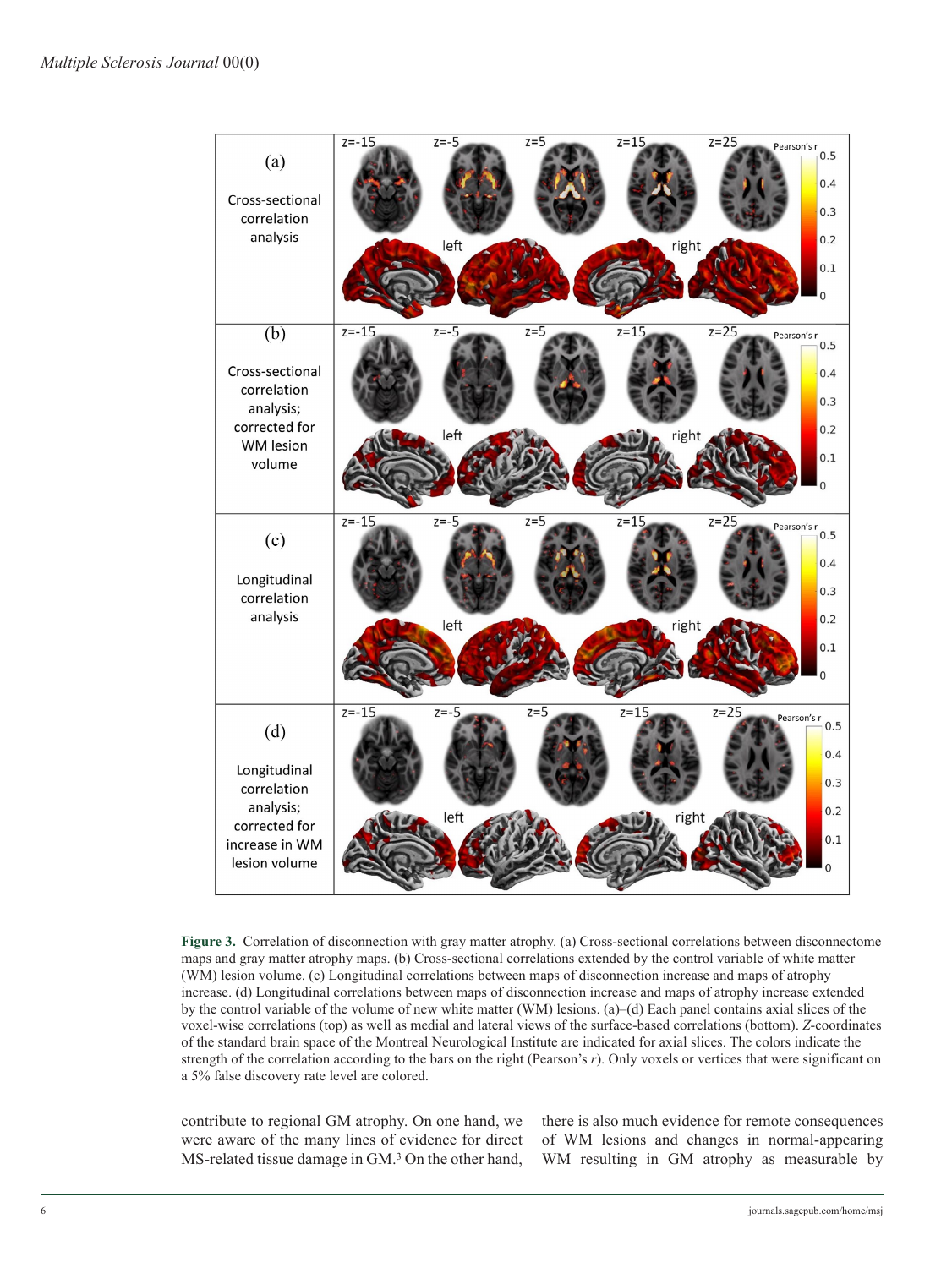(a)

Cross-sectional correlation analysis

z=-15 z=-5 z=5 z=15 z=25

Pearson's r

0.5
0.4
0.3
0.2
0.1
0

left right

(b)

Cross-sectional correlation analysis; corrected for WM lesion volume

z=-15 z=-5 z=5 z=15 z=25

Pearson's r

0.5
0.4
0.3
0.2
0.1
0

left right

(c)

Longitudinal correlation analysis

z=-15 z=-5 z=5 z=15 z=25

Pearson's r

0.5
0.4
0.3
0.2
0.1
0

left right

(d)

Longitudinal correlation analysis; corrected for increase in WM lesion volume

z=-15 z=-5 z=5 z=15 z=25

Pearson's r

0.5
0.4
0.3
0.2
0.1
0

left right

**Figure 3.** Correlation of disconnection with gray matter atrophy. (a) Cross-sectional correlations between disconnectome maps and gray matter atrophy maps. (b) Cross-sectional correlations extended by the control variable of white matter (WM) lesion volume. (c) Longitudinal correlations between maps of disconnection increase and maps of atrophy increase. (d) Longitudinal correlations between maps of disconnection increase and maps of atrophy increase extended by the control variable of the volume of new white matter (WM) lesions. (a)–(d) Each panel contains axial slices of the voxel-wise correlations (top) as well as medial and lateral views of the surface-based correlations (bottom). *Z*-coordinates of the standard brain space of the Montreal Neurological Institute are indicated for axial slices. The colors indicate the strength of the correlation according to the bars on the right (Pearson's *r*). Only voxels or vertices that were significant on a 5% false discovery rate level are colored.

contribute to regional GM atrophy. On one hand, we were aware of the many lines of evidence for direct MS-related tissue damage in GM.[3] On the other hand, there is also much evidence for remote consequences of WM lesions and changes in normal-appearing WM resulting in GM atrophy as measurable by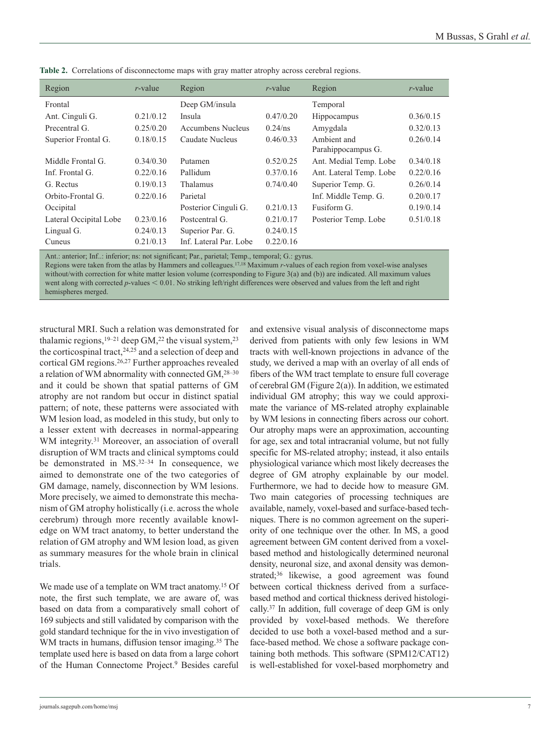**Table 2.** Correlations of disconnectome maps with gray matter atrophy across cerebral regions.

| Region | *r*-value | Region | *r*-value | Region | *r*-value |
|---|---|---|---|---|---|
| Frontal | | Deep GM/insula | | Temporal | |
| Ant. Cinguli G. | 0.21/0.12 | Insula | 0.47/0.20 | Hippocampus | 0.36/0.15 |
| Precentral G. | 0.25/0.20 | Accumbens Nucleus | 0.24/ns | Amygdala | 0.32/0.13 |
| Superior Frontal G. | 0.18/0.15 | Caudate Nucleus | 0.46/0.33 | Ambient and Parahippocampus G. | 0.26/0.14 |
| Middle Frontal G. | 0.34/0.30 | Putamen | 0.52/0.25 | Ant. Medial Temp. Lobe | 0.34/0.18 |
| Inf. Frontal G. | 0.22/0.16 | Pallidum | 0.37/0.16 | Ant. Lateral Temp. Lobe | 0.22/0.16 |
| G. Rectus | 0.19/0.13 | Thalamus | 0.74/0.40 | Superior Temp. G. | 0.26/0.14 |
| Orbito-Frontal G. | 0.22/0.16 | Parietal | | Inf. Middle Temp. G. | 0.20/0.17 |
| Occipital | | Posterior Cinguli G. | 0.21/0.13 | Fusiform G. | 0.19/0.14 |
| Lateral Occipital Lobe | 0.23/0.16 | Postcentral G. | 0.21/0.17 | Posterior Temp. Lobe | 0.51/0.18 |
| Lingual G. | 0.24/0.13 | Superior Par. G. | 0.24/0.15 | | |
| Cuneus | 0.21/0.13 | Inf. Lateral Par. Lobe | 0.22/0.16 | | |

Ant.: anterior; Inf..: inferior; ns: not significant; Par., parietal; Temp., temporal; G.: gyrus.
Regions were taken from the atlas by Hammers and colleagues.[17,18] Maximum *r*-values of each region from voxel-wise analyses without/with correction for white matter lesion volume (corresponding to Figure 3(a) and (b)) are indicated. All maximum values went along with corrected *p*-values $< 0.01$. No striking left/right differences were observed and values from the left and right hemispheres merged.

structural MRI. Such a relation was demonstrated for thalamic regions,[19–21] deep GM,[22] the visual system,[23] the corticospinal tract,[24,25] and a selection of deep and cortical GM regions.[26,27] Further approaches revealed a relation of WM abnormality with connected GM,[28–30] and it could be shown that spatial patterns of GM atrophy are not random but occur in distinct spatial pattern; of note, these patterns were associated with WM lesion load, as modeled in this study, but only to a lesser extent with decreases in normal-appearing WM integrity.[31] Moreover, an association of overall disruption of WM tracts and clinical symptoms could be demonstrated in MS.[32–34] In consequence, we aimed to demonstrate one of the two categories of GM damage, namely, disconnection by WM lesions. More precisely, we aimed to demonstrate this mechanism of GM atrophy holistically (i.e. across the whole cerebrum) through more recently available knowledge on WM tract anatomy, to better understand the relation of GM atrophy and WM lesion load, as given as summary measures for the whole brain in clinical trials.

We made use of a template on WM tract anatomy.[15] Of note, the first such template, we are aware of, was based on data from a comparatively small cohort of 169 subjects and still validated by comparison with the gold standard technique for the in vivo investigation of WM tracts in humans, diffusion tensor imaging.[35] The template used here is based on data from a large cohort of the Human Connectome Project.[9] Besides careful and extensive visual analysis of disconnectome maps derived from patients with only few lesions in WM tracts with well-known projections in advance of the study, we derived a map with an overlay of all ends of fibers of the WM tract template to ensure full coverage of cerebral GM (Figure 2(a)). In addition, we estimated individual GM atrophy; this way we could approximate the variance of MS-related atrophy explainable by WM lesions in connecting fibers across our cohort. Our atrophy maps were an approximation, accounting for age, sex and total intracranial volume, but not fully specific for MS-related atrophy; instead, it also entails physiological variance which most likely decreases the degree of GM atrophy explainable by our model. Furthermore, we had to decide how to measure GM. Two main categories of processing techniques are available, namely, voxel-based and surface-based techniques. There is no common agreement on the superiority of one technique over the other. In MS, a good agreement between GM content derived from a voxel-based method and histologically determined neuronal density, neuronal size, and axonal density was demonstrated;[36] likewise, a good agreement was found between cortical thickness derived from a surface-based method and cortical thickness derived histologically.[37] In addition, full coverage of deep GM is only provided by voxel-based methods. We therefore decided to use both a voxel-based method and a surface-based method. We chose a software package containing both methods. This software (SPM12/CAT12) is well-established for voxel-based morphometry and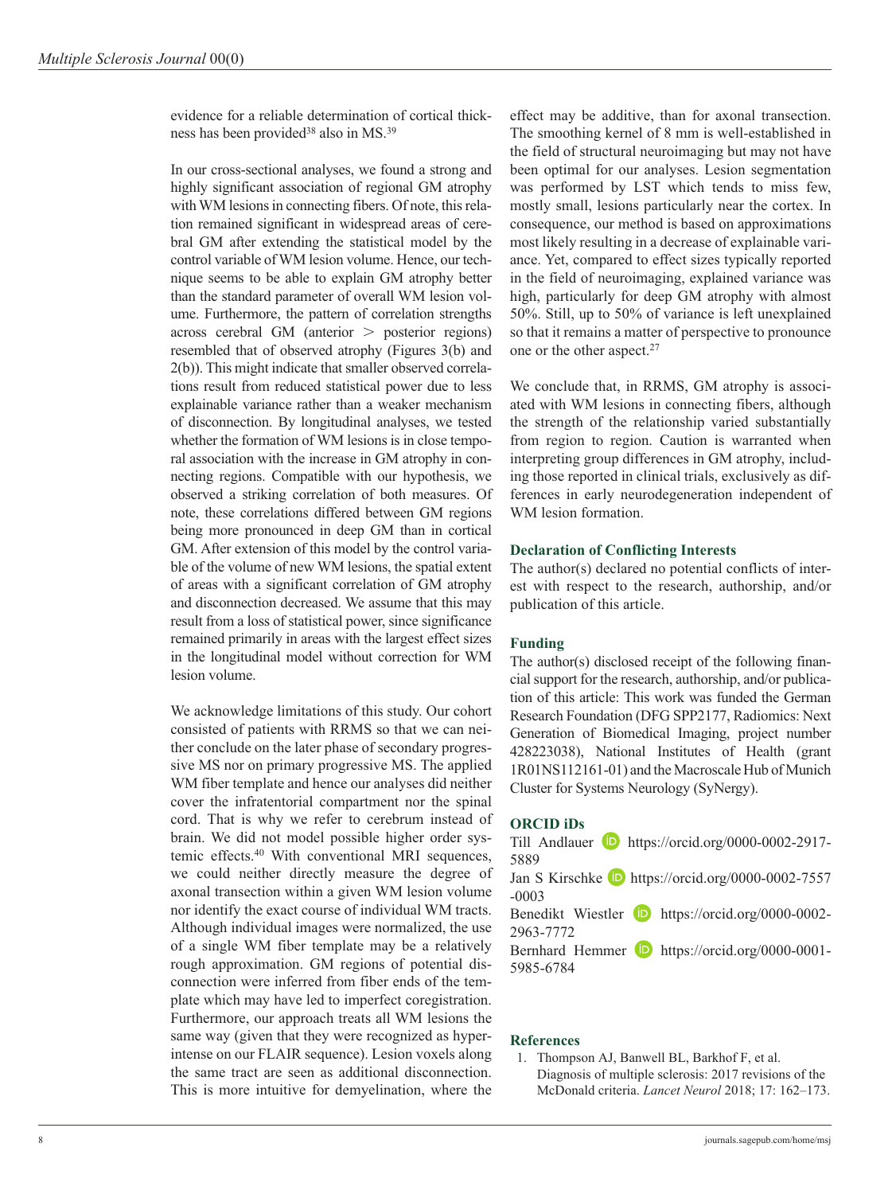evidence for a reliable determination of cortical thickness has been provided[38] also in MS.[39]

In our cross-sectional analyses, we found a strong and highly significant association of regional GM atrophy with WM lesions in connecting fibers. Of note, this relation remained significant in widespread areas of cerebral GM after extending the statistical model by the control variable of WM lesion volume. Hence, our technique seems to be able to explain GM atrophy better than the standard parameter of overall WM lesion volume. Furthermore, the pattern of correlation strengths across cerebral GM (anterior > posterior regions) resembled that of observed atrophy (Figures 3(b) and 2(b)). This might indicate that smaller observed correlations result from reduced statistical power due to less explainable variance rather than a weaker mechanism of disconnection. By longitudinal analyses, we tested whether the formation of WM lesions is in close temporal association with the increase in GM atrophy in connecting regions. Compatible with our hypothesis, we observed a striking correlation of both measures. Of note, these correlations differed between GM regions being more pronounced in deep GM than in cortical GM. After extension of this model by the control variable of the volume of new WM lesions, the spatial extent of areas with a significant correlation of GM atrophy and disconnection decreased. We assume that this may result from a loss of statistical power, since significance remained primarily in areas with the largest effect sizes in the longitudinal model without correction for WM lesion volume.

We acknowledge limitations of this study. Our cohort consisted of patients with RRMS so that we can neither conclude on the later phase of secondary progressive MS nor on primary progressive MS. The applied WM fiber template and hence our analyses did neither cover the infratentorial compartment nor the spinal cord. That is why we refer to cerebrum instead of brain. We did not model possible higher order systemic effects.[40] With conventional MRI sequences, we could neither directly measure the degree of axonal transection within a given WM lesion volume nor identify the exact course of individual WM tracts. Although individual images were normalized, the use of a single WM fiber template may be a relatively rough approximation. GM regions of potential disconnection were inferred from fiber ends of the template which may have led to imperfect coregistration. Furthermore, our approach treats all WM lesions the same way (given that they were recognized as hyperintense on our FLAIR sequence). Lesion voxels along the same tract are seen as additional disconnection. This is more intuitive for demyelination, where the effect may be additive, than for axonal transection. The smoothing kernel of 8 mm is well-established in the field of structural neuroimaging but may not have been optimal for our analyses. Lesion segmentation was performed by LST which tends to miss few, mostly small, lesions particularly near the cortex. In consequence, our method is based on approximations most likely resulting in a decrease of explainable variance. Yet, compared to effect sizes typically reported in the field of neuroimaging, explained variance was high, particularly for deep GM atrophy with almost 50%. Still, up to 50% of variance is left unexplained so that it remains a matter of perspective to pronounce one or the other aspect.[27]

We conclude that, in RRMS, GM atrophy is associated with WM lesions in connecting fibers, although the strength of the relationship varied substantially from region to region. Caution is warranted when interpreting group differences in GM atrophy, including those reported in clinical trials, exclusively as differences in early neurodegeneration independent of WM lesion formation.

## Declaration of Conflicting Interests

The author(s) declared no potential conflicts of interest with respect to the research, authorship, and/or publication of this article.

## Funding

The author(s) disclosed receipt of the following financial support for the research, authorship, and/or publication of this article: This work was funded the German Research Foundation (DFG SPP2177, Radiomics: Next Generation of Biomedical Imaging, project number 428223038), National Institutes of Health (grant 1R01NS112161-01) and the Macroscale Hub of Munich Cluster for Systems Neurology (SyNergy).

## ORCID iDs

Till Andlauer https://orcid.org/0000-0002-2917-5889

Jan S Kirschke https://orcid.org/0000-0002-7557-0003

Benedikt Wiestler https://orcid.org/0000-0002-2963-7772

Bernhard Hemmer https://orcid.org/0000-0001-5985-6784

## References

1. Thompson AJ, Banwell BL, Barkhof F, et al. Diagnosis of multiple sclerosis: 2017 revisions of the McDonald criteria. *Lancet Neurol* 2018; 17: 162–173.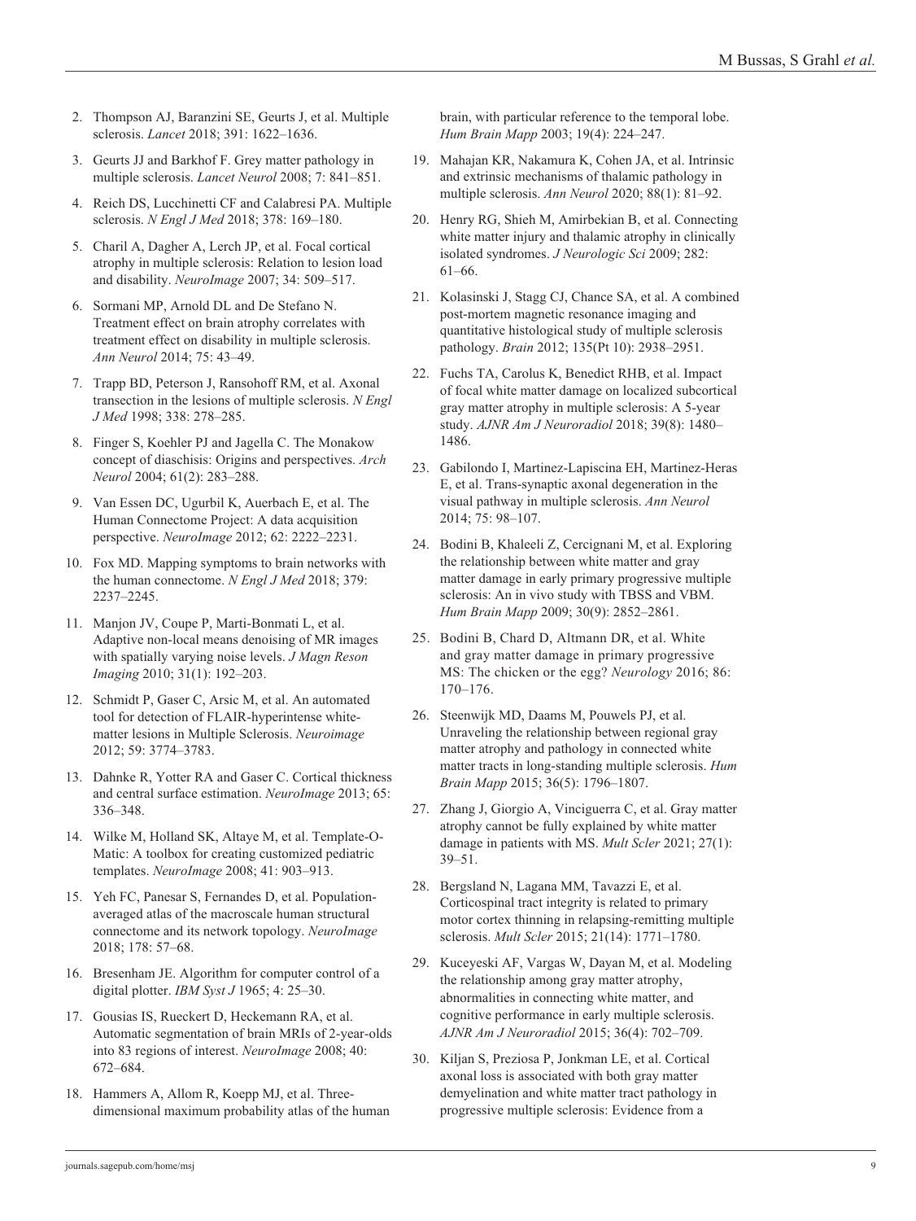2. Thompson AJ, Baranzini SE, Geurts J, et al. Multiple sclerosis. *Lancet* 2018; 391: 1622–1636.
3. Geurts JJ and Barkhof F. Grey matter pathology in multiple sclerosis. *Lancet Neurol* 2008; 7: 841–851.
4. Reich DS, Lucchinetti CF and Calabresi PA. Multiple sclerosis. *N Engl J Med* 2018; 378: 169–180.
5. Charil A, Dagher A, Lerch JP, et al. Focal cortical atrophy in multiple sclerosis: Relation to lesion load and disability. *NeuroImage* 2007; 34: 509–517.
6. Sormani MP, Arnold DL and De Stefano N. Treatment effect on brain atrophy correlates with treatment effect on disability in multiple sclerosis. *Ann Neurol* 2014; 75: 43–49.
7. Trapp BD, Peterson J, Ransohoff RM, et al. Axonal transection in the lesions of multiple sclerosis. *N Engl J Med* 1998; 338: 278–285.
8. Finger S, Koehler PJ and Jagella C. The Monakow concept of diaschisis: Origins and perspectives. *Arch Neurol* 2004; 61(2): 283–288.
9. Van Essen DC, Ugurbil K, Auerbach E, et al. The Human Connectome Project: A data acquisition perspective. *NeuroImage* 2012; 62: 2222–2231.
10. Fox MD. Mapping symptoms to brain networks with the human connectome. *N Engl J Med* 2018; 379: 2237–2245.
11. Manjon JV, Coupe P, Marti-Bonmati L, et al. Adaptive non-local means denoising of MR images with spatially varying noise levels. *J Magn Reson Imaging* 2010; 31(1): 192–203.
12. Schmidt P, Gaser C, Arsic M, et al. An automated tool for detection of FLAIR-hyperintense white-matter lesions in Multiple Sclerosis. *Neuroimage* 2012; 59: 3774–3783.
13. Dahnke R, Yotter RA and Gaser C. Cortical thickness and central surface estimation. *NeuroImage* 2013; 65: 336–348.
14. Wilke M, Holland SK, Altaye M, et al. Template-O-Matic: A toolbox for creating customized pediatric templates. *NeuroImage* 2008; 41: 903–913.
15. Yeh FC, Panesar S, Fernandes D, et al. Population-averaged atlas of the macroscale human structural connectome and its network topology. *NeuroImage* 2018; 178: 57–68.
16. Bresenham JE. Algorithm for computer control of a digital plotter. *IBM Syst J* 1965; 4: 25–30.
17. Gousias IS, Rueckert D, Heckemann RA, et al. Automatic segmentation of brain MRIs of 2-year-olds into 83 regions of interest. *NeuroImage* 2008; 40: 672–684.
18. Hammers A, Allom R, Koepp MJ, et al. Three-dimensional maximum probability atlas of the human brain, with particular reference to the temporal lobe. *Hum Brain Mapp* 2003; 19(4): 224–247.
19. Mahajan KR, Nakamura K, Cohen JA, et al. Intrinsic and extrinsic mechanisms of thalamic pathology in multiple sclerosis. *Ann Neurol* 2020; 88(1): 81–92.
20. Henry RG, Shieh M, Amirbekian B, et al. Connecting white matter injury and thalamic atrophy in clinically isolated syndromes. *J Neurologic Sci* 2009; 282: 61–66.
21. Kolasinski J, Stagg CJ, Chance SA, et al. A combined post-mortem magnetic resonance imaging and quantitative histological study of multiple sclerosis pathology. *Brain* 2012; 135(Pt 10): 2938–2951.
22. Fuchs TA, Carolus K, Benedict RHB, et al. Impact of focal white matter damage on localized subcortical gray matter atrophy in multiple sclerosis: A 5-year study. *AJNR Am J Neuroradiol* 2018; 39(8): 1480–1486.
23. Gabilondo I, Martinez-Lapiscina EH, Martinez-Heras E, et al. Trans-synaptic axonal degeneration in the visual pathway in multiple sclerosis. *Ann Neurol* 2014; 75: 98–107.
24. Bodini B, Khaleeli Z, Cercignani M, et al. Exploring the relationship between white matter and gray matter damage in early primary progressive multiple sclerosis: An in vivo study with TBSS and VBM. *Hum Brain Mapp* 2009; 30(9): 2852–2861.
25. Bodini B, Chard D, Altmann DR, et al. White and gray matter damage in primary progressive MS: The chicken or the egg? *Neurology* 2016; 86: 170–176.
26. Steenwijk MD, Daams M, Pouwels PJ, et al. Unraveling the relationship between regional gray matter atrophy and pathology in connected white matter tracts in long-standing multiple sclerosis. *Hum Brain Mapp* 2015; 36(5): 1796–1807.
27. Zhang J, Giorgio A, Vinciguerra C, et al. Gray matter atrophy cannot be fully explained by white matter damage in patients with MS. *Mult Scler* 2021; 27(1): 39–51.
28. Bergsland N, Lagana MM, Tavazzi E, et al. Corticospinal tract integrity is related to primary motor cortex thinning in relapsing-remitting multiple sclerosis. *Mult Scler* 2015; 21(14): 1771–1780.
29. Kuceyeski AF, Vargas W, Dayan M, et al. Modeling the relationship among gray matter atrophy, abnormalities in connecting white matter, and cognitive performance in early multiple sclerosis. *AJNR Am J Neuroradiol* 2015; 36(4): 702–709.
30. Kiljan S, Preziosa P, Jonkman LE, et al. Cortical axonal loss is associated with both gray matter demyelination and white matter tract pathology in progressive multiple sclerosis: Evidence from a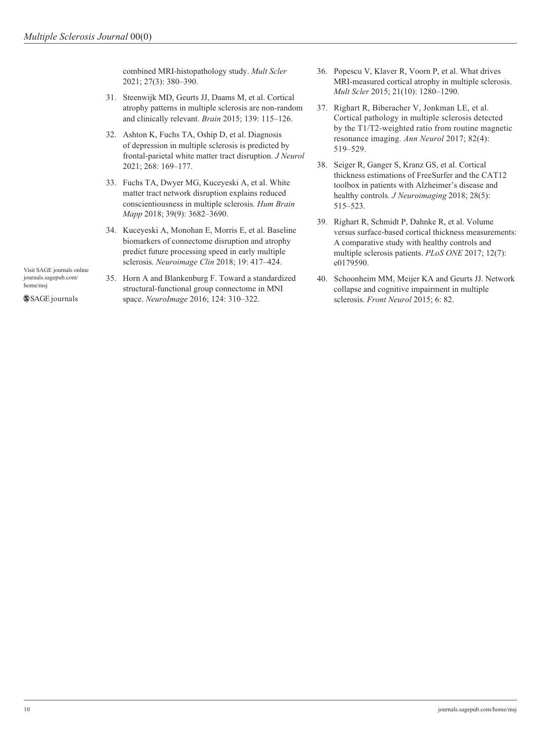combined MRI-histopathology study. *Mult Scler* 2021; 27(3): 380–390.

31. Steenwijk MD, Geurts JJ, Daams M, et al. Cortical atrophy patterns in multiple sclerosis are non-random and clinically relevant. *Brain* 2015; 139: 115–126.
32. Ashton K, Fuchs TA, Oship D, et al. Diagnosis of depression in multiple sclerosis is predicted by frontal-parietal white matter tract disruption. *J Neurol* 2021; 268: 169–177.
33. Fuchs TA, Dwyer MG, Kuceyeski A, et al. White matter tract network disruption explains reduced conscientiousness in multiple sclerosis. *Hum Brain Mapp* 2018; 39(9): 3682–3690.
34. Kuceyeski A, Monohan E, Morris E, et al. Baseline biomarkers of connectome disruption and atrophy predict future processing speed in early multiple sclerosis. *Neuroimage Clin* 2018; 19: 417–424.
35. Horn A and Blankenburg F. Toward a standardized structural-functional group connectome in MNI space. *NeuroImage* 2016; 124: 310–322.
36. Popescu V, Klaver R, Voorn P, et al. What drives MRI-measured cortical atrophy in multiple sclerosis. *Mult Scler* 2015; 21(10): 1280–1290.
37. Righart R, Biberacher V, Jonkman LE, et al. Cortical pathology in multiple sclerosis detected by the T1/T2-weighted ratio from routine magnetic resonance imaging. *Ann Neurol* 2017; 82(4): 519–529.
38. Seiger R, Ganger S, Kranz GS, et al. Cortical thickness estimations of FreeSurfer and the CAT12 toolbox in patients with Alzheimer's disease and healthy controls. *J Neuroimaging* 2018; 28(5): 515–523.
39. Righart R, Schmidt P, Dahnke R, et al. Volume versus surface-based cortical thickness measurements: A comparative study with healthy controls and multiple sclerosis patients. *PLoS ONE* 2017; 12(7): e0179590.
40. Schoonheim MM, Meijer KA and Geurts JJ. Network collapse and cognitive impairment in multiple sclerosis. *Front Neurol* 2015; 6: 82.

Visit SAGE journals online journals.sagepub.com/home/msj

SAGE journals